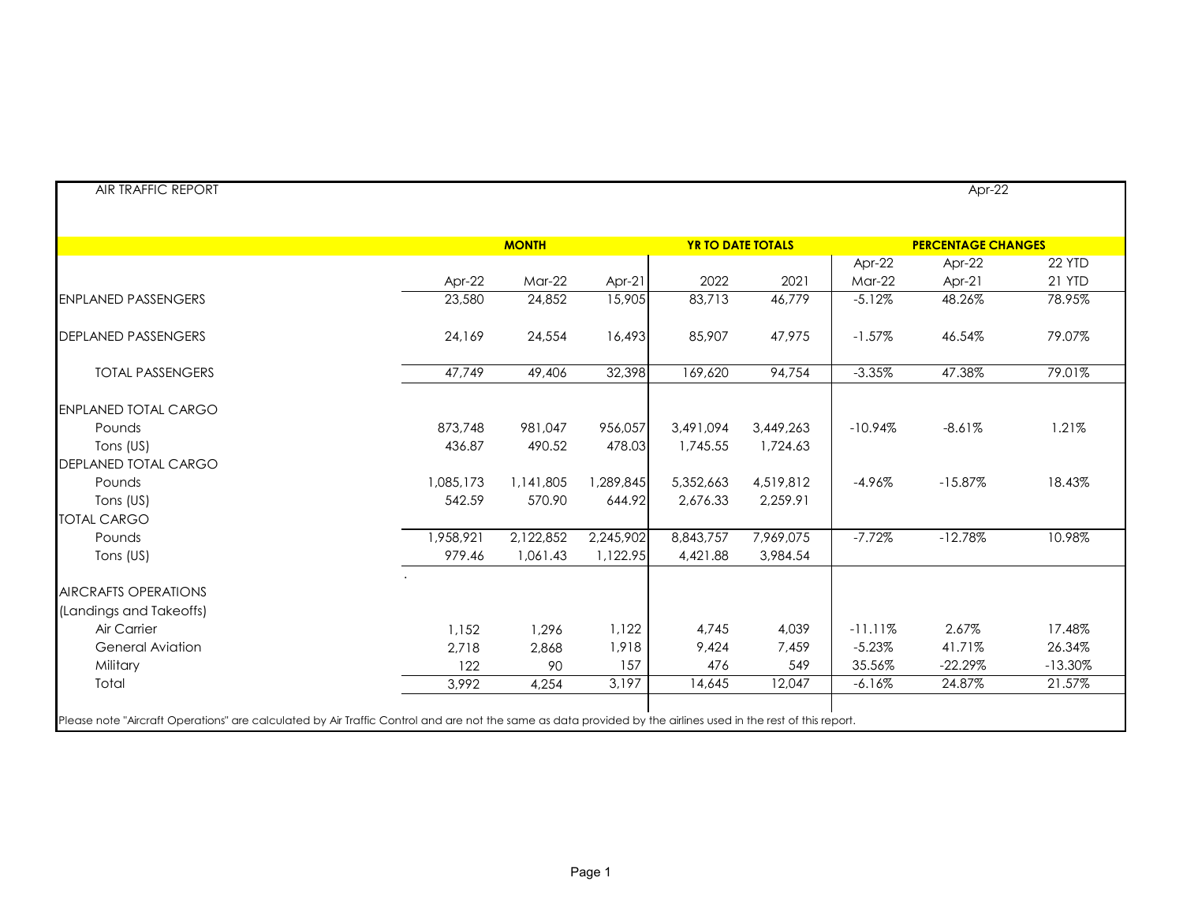AIR TRAFFIC REPORT

Apr-22

| | MONTH | | | YR TO DATE TOTALS | | PERCENTAGE CHANGES | | |
|---|---|---|---|---|---|---|---|---|
| | | | | | | Apr-22 | Apr-22 | 22 YTD |
| | Apr-22 | Mar-22 | Apr-21 | 2022 | 2021 | Mar-22 | Apr-21 | 21 YTD |
| ENPLANED PASSENGERS | 23,580 | 24,852 | 15,905 | 83,713 | 46,779 | -5.12% | 48.26% | 78.95% |
| DEPLANED PASSENGERS | 24,169 | 24,554 | 16,493 | 85,907 | 47,975 | -1.57% | 46.54% | 79.07% |
| TOTAL PASSENGERS | 47,749 | 49,406 | 32,398 | 169,620 | 94,754 | -3.35% | 47.38% | 79.01% |
| ENPLANED TOTAL CARGO | | | | | | | | |
| Pounds | 873,748 | 981,047 | 956,057 | 3,491,094 | 3,449,263 | -10.94% | -8.61% | 1.21% |
| Tons (US) | 436.87 | 490.52 | 478.03 | 1,745.55 | 1,724.63 | | | |
| DEPLANED TOTAL CARGO | | | | | | | | |
| Pounds | 1,085,173 | 1,141,805 | 1,289,845 | 5,352,663 | 4,519,812 | -4.96% | -15.87% | 18.43% |
| Tons (US) | 542.59 | 570.90 | 644.92 | 2,676.33 | 2,259.91 | | | |
| TOTAL CARGO | | | | | | | | |
| Pounds | 1,958,921 | 2,122,852 | 2,245,902 | 8,843,757 | 7,969,075 | -7.72% | -12.78% | 10.98% |
| Tons (US) | 979.46 | 1,061.43 | 1,122.95 | 4,421.88 | 3,984.54 | | | |
| AIRCRAFTS OPERATIONS | | | | | | | | |
| (Landings and Takeoffs) | | | | | | | | |
| Air Carrier | 1,152 | 1,296 | 1,122 | 4,745 | 4,039 | -11.11% | 2.67% | 17.48% |
| General Aviation | 2,718 | 2,868 | 1,918 | 9,424 | 7,459 | -5.23% | 41.71% | 26.34% |
| Military | 122 | 90 | 157 | 476 | 549 | 35.56% | -22.29% | -13.30% |
| Total | 3,992 | 4,254 | 3,197 | 14,645 | 12,047 | -6.16% | 24.87% | 21.57% |

Please note "Aircraft Operations" are calculated by Air Traffic Control and are not the same as data provided by the airlines used in the rest of this report.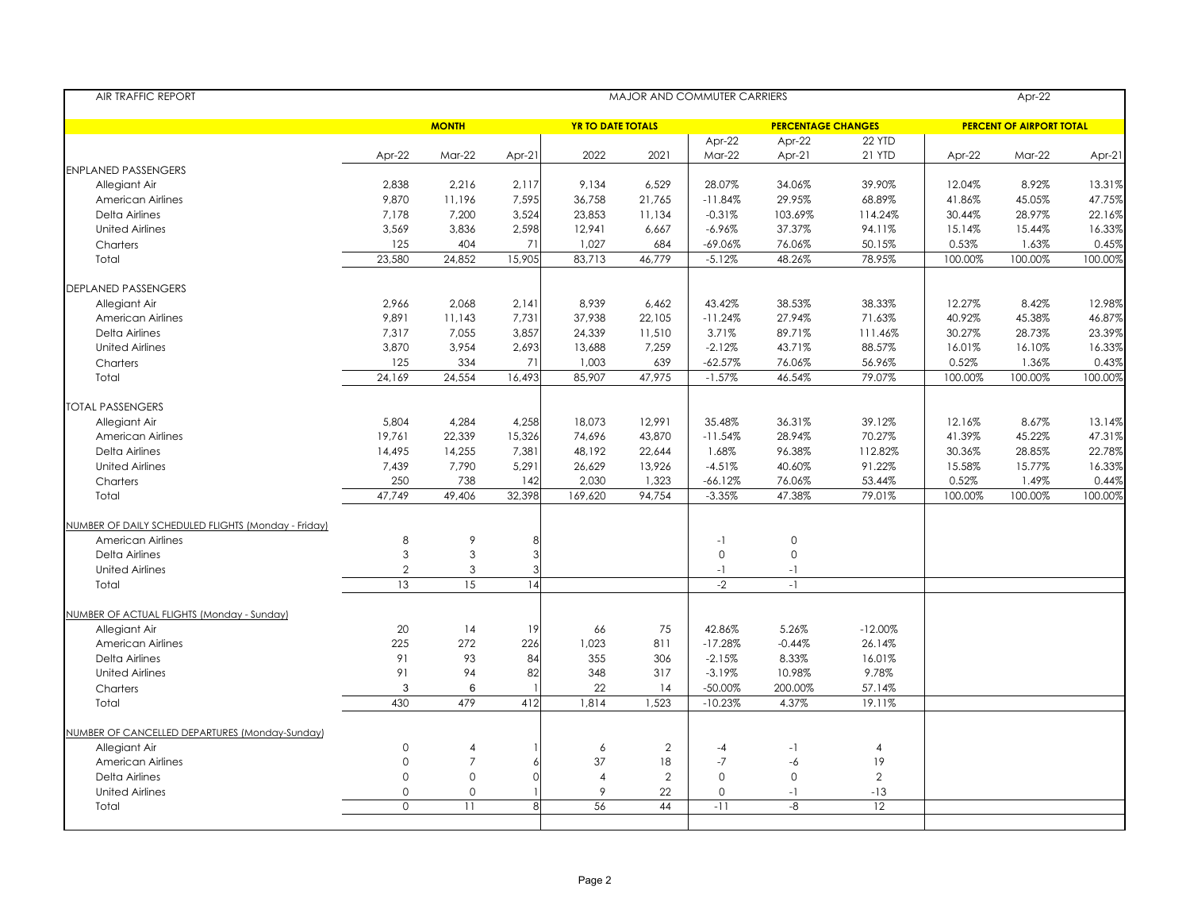AIR TRAFFIC REPORT — MAJOR AND COMMUTER CARRIERS — Apr-22

| | MONTH | | | YR TO DATE TOTALS | | PERCENTAGE CHANGES | | | PERCENT OF AIRPORT TOTAL | | |
|---|---|---|---|---|---|---|---|---|---|---|---|
| | Apr-22 | Mar-22 | Apr-21 | 2022 | 2021 | Apr-22 Mar-22 | Apr-22 Apr-21 | 22 YTD 21 YTD | Apr-22 | Mar-22 | Apr-21 |
| ENPLANED PASSENGERS | | | | | | | | | | | |
| Allegiant Air | 2,838 | 2,216 | 2,117 | 9,134 | 6,529 | 28.07% | 34.06% | 39.90% | 12.04% | 8.92% | 13.31% |
| American Airlines | 9,870 | 11,196 | 7,595 | 36,758 | 21,765 | -11.84% | 29.95% | 68.89% | 41.86% | 45.05% | 47.75% |
| Delta Airlines | 7,178 | 7,200 | 3,524 | 23,853 | 11,134 | -0.31% | 103.69% | 114.24% | 30.44% | 28.97% | 22.16% |
| United Airlines | 3,569 | 3,836 | 2,598 | 12,941 | 6,667 | -6.96% | 37.37% | 94.11% | 15.14% | 15.44% | 16.33% |
| Charters | 125 | 404 | 71 | 1,027 | 684 | -69.06% | 76.06% | 50.15% | 0.53% | 1.63% | 0.45% |
| Total | 23,580 | 24,852 | 15,905 | 83,713 | 46,779 | -5.12% | 48.26% | 78.95% | 100.00% | 100.00% | 100.00% |
| DEPLANED PASSENGERS | | | | | | | | | | | |
| Allegiant Air | 2,966 | 2,068 | 2,141 | 8,939 | 6,462 | 43.42% | 38.53% | 38.33% | 12.27% | 8.42% | 12.98% |
| American Airlines | 9,891 | 11,143 | 7,731 | 37,938 | 22,105 | -11.24% | 27.94% | 71.63% | 40.92% | 45.38% | 46.87% |
| Delta Airlines | 7,317 | 7,055 | 3,857 | 24,339 | 11,510 | 3.71% | 89.71% | 111.46% | 30.27% | 28.73% | 23.39% |
| United Airlines | 3,870 | 3,954 | 2,693 | 13,688 | 7,259 | -2.12% | 43.71% | 88.57% | 16.01% | 16.10% | 16.33% |
| Charters | 125 | 334 | 71 | 1,003 | 639 | -62.57% | 76.06% | 56.96% | 0.52% | 1.36% | 0.43% |
| Total | 24,169 | 24,554 | 16,493 | 85,907 | 47,975 | -1.57% | 46.54% | 79.07% | 100.00% | 100.00% | 100.00% |
| TOTAL PASSENGERS | | | | | | | | | | | |
| Allegiant Air | 5,804 | 4,284 | 4,258 | 18,073 | 12,991 | 35.48% | 36.31% | 39.12% | 12.16% | 8.67% | 13.14% |
| American Airlines | 19,761 | 22,339 | 15,326 | 74,696 | 43,870 | -11.54% | 28.94% | 70.27% | 41.39% | 45.22% | 47.31% |
| Delta Airlines | 14,495 | 14,255 | 7,381 | 48,192 | 22,644 | 1.68% | 96.38% | 112.82% | 30.36% | 28.85% | 22.78% |
| United Airlines | 7,439 | 7,790 | 5,291 | 26,629 | 13,926 | -4.51% | 40.60% | 91.22% | 15.58% | 15.77% | 16.33% |
| Charters | 250 | 738 | 142 | 2,030 | 1,323 | -66.12% | 76.06% | 53.44% | 0.52% | 1.49% | 0.44% |
| Total | 47,749 | 49,406 | 32,398 | 169,620 | 94,754 | -3.35% | 47.38% | 79.01% | 100.00% | 100.00% | 100.00% |
| NUMBER OF DAILY SCHEDULED FLIGHTS (Monday - Friday) | | | | | | | | | | | |
| American Airlines | 8 | 9 | 8 | | | -1 | 0 | | | | |
| Delta Airlines | 3 | 3 | 3 | | | 0 | 0 | | | | |
| United Airlines | 2 | 3 | 3 | | | -1 | -1 | | | | |
| Total | 13 | 15 | 14 | | | -2 | -1 | | | | |
| NUMBER OF ACTUAL FLIGHTS (Monday - Sunday) | | | | | | | | | | | |
| Allegiant Air | 20 | 14 | 19 | 66 | 75 | 42.86% | 5.26% | -12.00% | | | |
| American Airlines | 225 | 272 | 226 | 1,023 | 811 | -17.28% | -0.44% | 26.14% | | | |
| Delta Airlines | 91 | 93 | 84 | 355 | 306 | -2.15% | 8.33% | 16.01% | | | |
| United Airlines | 91 | 94 | 82 | 348 | 317 | -3.19% | 10.98% | 9.78% | | | |
| Charters | 3 | 6 | 1 | 22 | 14 | -50.00% | 200.00% | 57.14% | | | |
| Total | 430 | 479 | 412 | 1,814 | 1,523 | -10.23% | 4.37% | 19.11% | | | |
| NUMBER OF CANCELLED DEPARTURES (Monday-Sunday) | | | | | | | | | | | |
| Allegiant Air | 0 | 4 | 1 | 6 | 2 | -4 | -1 | 4 | | | |
| American Airlines | 0 | 7 | 6 | 37 | 18 | -7 | -6 | 19 | | | |
| Delta Airlines | 0 | 0 | 0 | 4 | 2 | 0 | 0 | 2 | | | |
| United Airlines | 0 | 0 | 1 | 9 | 22 | 0 | -1 | -13 | | | |
| Total | 0 | 11 | 8 | 56 | 44 | -11 | -8 | 12 | | | |